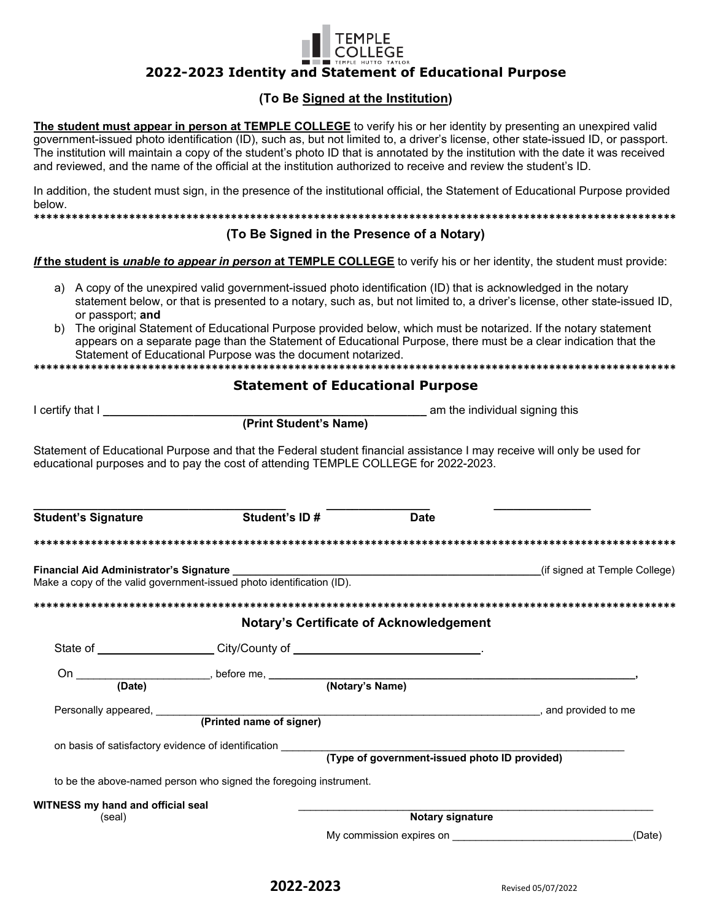TEMPLE COLLEGE
TEMPLE HUTTO TAYLOR

# 2022-2023 Identity and Statement of Educational Purpose

## (To Be Signed at the Institution)

**The student must appear in person at TEMPLE COLLEGE** to verify his or her identity by presenting an unexpired valid government-issued photo identification (ID), such as, but not limited to, a driver's license, other state-issued ID, or passport. The institution will maintain a copy of the student's photo ID that is annotated by the institution with the date it was received and reviewed, and the name of the official at the institution authorized to receive and review the student's ID.

In addition, the student must sign, in the presence of the institutional official, the Statement of Educational Purpose provided below.

****************************************************************************************************

## (To Be Signed in the Presence of a Notary)

***If* the student is *unable to appear in person* at TEMPLE COLLEGE** to verify his or her identity, the student must provide:

a) A copy of the unexpired valid government-issued photo identification (ID) that is acknowledged in the notary statement below, or that is presented to a notary, such as, but not limited to, a driver's license, other state-issued ID, or passport; **and**

b) The original Statement of Educational Purpose provided below, which must be notarized. If the notary statement appears on a separate page than the Statement of Educational Purpose, there must be a clear indication that the Statement of Educational Purpose was the document notarized.

****************************************************************************************************

## Statement of Educational Purpose

I certify that I ____________________________________________ am the individual signing this
**(Print Student's Name)**

Statement of Educational Purpose and that the Federal student financial assistance I may receive will only be used for educational purposes and to pay the cost of attending TEMPLE COLLEGE for 2022-2023.

____________________________________ ________________ ________________
**Student's Signature** **Student's ID #** **Date**

****************************************************************************************************

**Financial Aid Administrator's Signature** ____________________________________________(if signed at Temple College)
Make a copy of the valid government-issued photo identification (ID).

****************************************************************************************************

## Notary's Certificate of Acknowledgement

State of __________________ City/County of ____________________________.

On ______________________, before me, ______________________________________________________,
**(Date)** **(Notary's Name)**

Personally appeared, ______________________________________________________, and provided to me
**(Printed name of signer)**

on basis of satisfactory evidence of identification ______________________________________________
**(Type of government-issued photo ID provided)**

to be the above-named person who signed the foregoing instrument.

**WITNESS my hand and official seal** ____________________________________________
(seal) **Notary signature**

My commission expires on ______________________________(Date)

**2022-2023** Revised 05/07/2022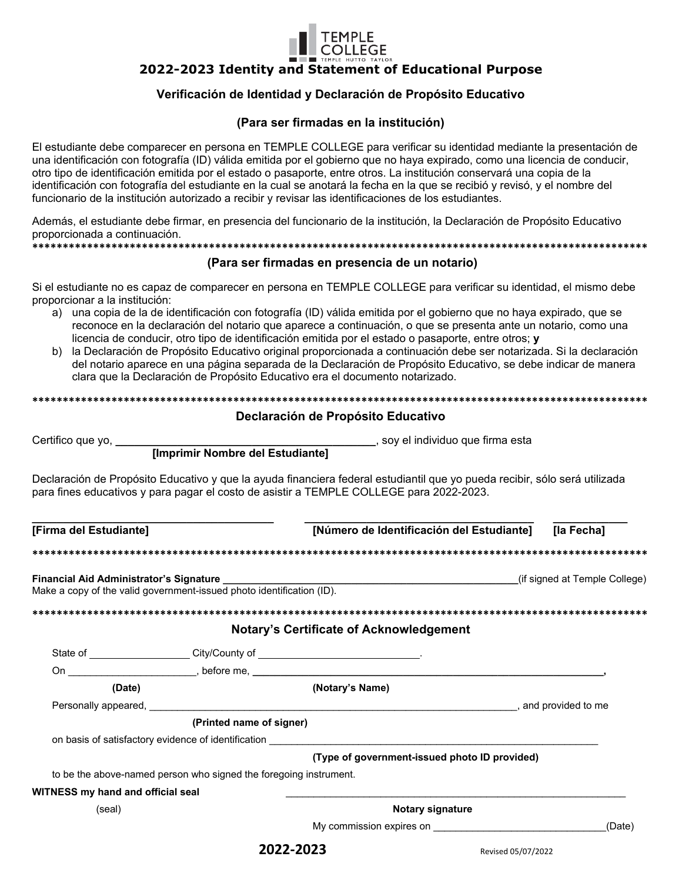TEMPLE COLLEGE

TEMPLE HUTTO TAYLOR

## 2022-2023 Identity and Statement of Educational Purpose

### Verificación de Identidad y Declaración de Propósito Educativo

### (Para ser firmadas en la institución)

El estudiante debe comparecer en persona en TEMPLE COLLEGE para verificar su identidad mediante la presentación de una identificación con fotografía (ID) válida emitida por el gobierno que no haya expirado, como una licencia de conducir, otro tipo de identificación emitida por el estado o pasaporte, entre otros. La institución conservará una copia de la identificación con fotografía del estudiante en la cual se anotará la fecha en la que se recibió y revisó, y el nombre del funcionario de la institución autorizado a recibir y revisar las identificaciones de los estudiantes.

Además, el estudiante debe firmar, en presencia del funcionario de la institución, la Declaración de Propósito Educativo proporcionada a continuación.

*****************************************************************************************************

### (Para ser firmadas en presencia de un notario)

Si el estudiante no es capaz de comparecer en persona en TEMPLE COLLEGE para verificar su identidad, el mismo debe proporcionar a la institución:

a) una copia de la de identificación con fotografía (ID) válida emitida por el gobierno que no haya expirado, que se reconoce en la declaración del notario que aparece a continuación, o que se presenta ante un notario, como una licencia de conducir, otro tipo de identificación emitida por el estado o pasaporte, entre otros; **y**
b) la Declaración de Propósito Educativo original proporcionada a continuación debe ser notarizada. Si la declaración del notario aparece en una página separada de la Declaración de Propósito Educativo, se debe indicar de manera clara que la Declaración de Propósito Educativo era el documento notarizado.

*****************************************************************************************************

### Declaración de Propósito Educativo

Certifico que yo, ____________________________________________, soy el individuo que firma esta
**[Imprimir Nombre del Estudiante]**

Declaración de Propósito Educativo y que la ayuda financiera federal estudiantil que yo pueda recibir, sólo será utilizada para fines educativos y para pagar el costo de asistir a TEMPLE COLLEGE para 2022-2023.

________________________________________ ________________________________________ ____________
**[Firma del Estudiante]** **[Número de Identificación del Estudiante]** **[la Fecha]**

*****************************************************************************************************

**Financial Aid Administrator's Signature** ____________________________________________________(if signed at Temple College)
Make a copy of the valid government-issued photo identification (ID).

*****************************************************************************************************

### Notary's Certificate of Acknowledgement

State of _________________ City/County of _____________________________.

On ______________________, before me, ________________________________________________________________,
**(Date)** **(Notary's Name)**

Personally appeared, _______________________________________________________________________, and provided to me
**(Printed name of signer)**

on basis of satisfactory evidence of identification ___________________________________________________________
**(Type of government-issued photo ID provided)**

to be the above-named person who signed the foregoing instrument.

**WITNESS my hand and official seal** ____________________________________________________________

(seal) **Notary signature**

My commission expires on ______________________________(Date)

**2022-2023**

Revised 05/07/2022